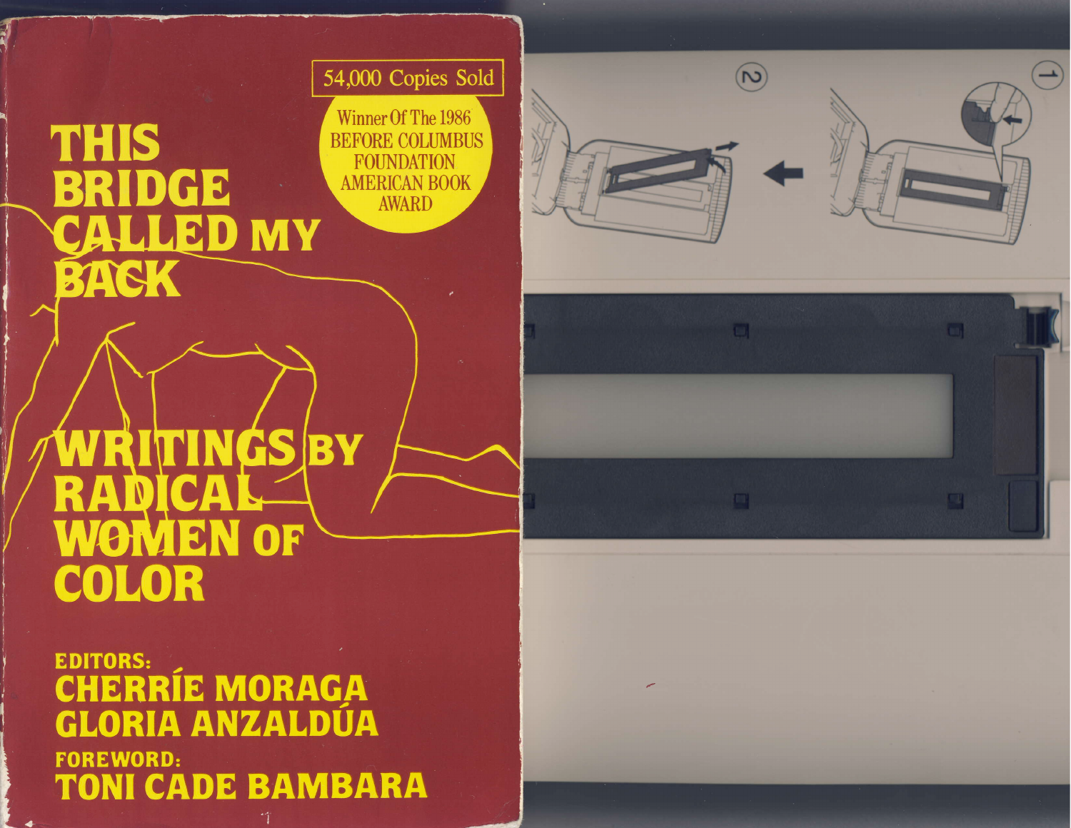54,000 Copies Sold

Winner Of The 1986 BEFORE COLUMBUS FOUNDATION AMERICAN BOOK AWARD

# THIS BRIDGE CALLED MY BACK

## WRITINGS BY RADICAL WOMEN OF COLOR

**EDITORS:**
**CHERRÍE MORAGA**
**GLORIA ANZALDÚA**

**FOREWORD:**
**TONI CADE BAMBARA**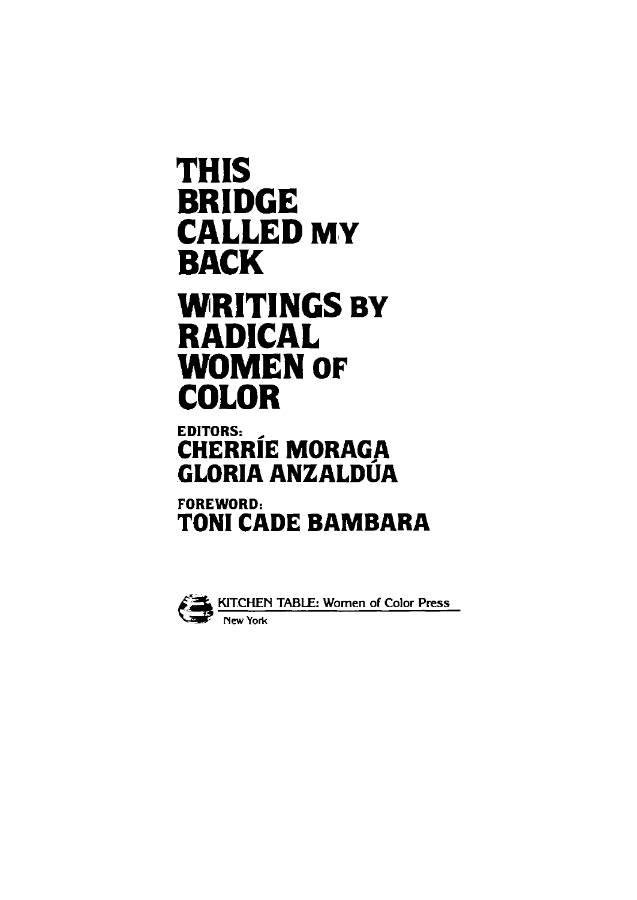# THIS BRIDGE CALLED MY BACK

## WRITINGS BY RADICAL WOMEN OF COLOR

EDITORS:

**CHERRÍE MORAGA**
**GLORIA ANZALDÚA**

FOREWORD:

**TONI CADE BAMBARA**

KITCHEN TABLE: Women of Color Press
New York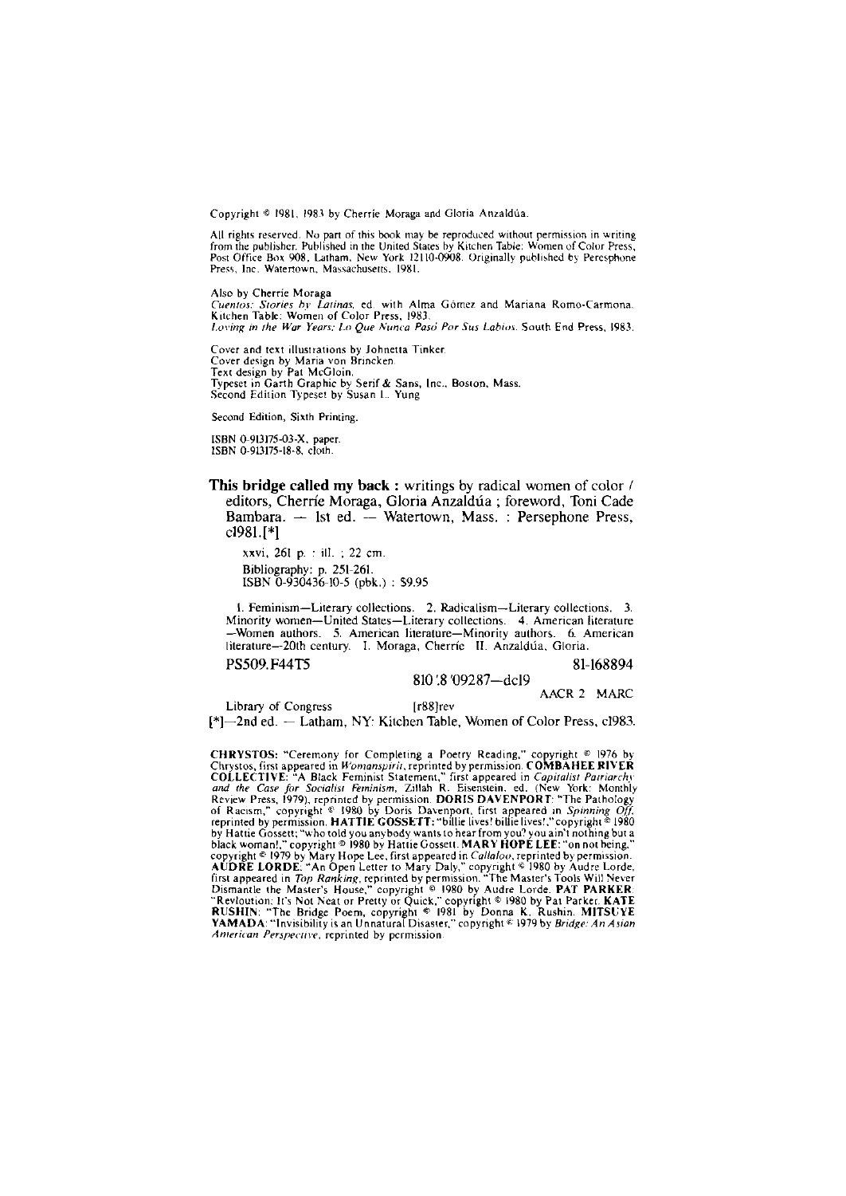Copyright © 1981, 1983 by Cherríe Moraga and Gloria Anzaldúa.

All rights reserved. No part of this book may be reproduced without permission in writing from the publisher. Published in the United States by Kitchen Table: Women of Color Press, Post Office Box 908, Latham, New York 12110-0908. Originally published by Persephone Press, Inc. Watertown, Massachusetts, 1981.

Also by Cherríe Moraga
*Cuentos: Stories by Latinas*, ed. with Alma Gómez and Mariana Romo-Carmona. Kitchen Table: Women of Color Press, 1983.
*Loving in the War Years: Lo Que Nunca Pasó Por Sus Labios*. South End Press, 1983.

Cover and text illustrations by Johnetta Tinker.
Cover design by Maria von Brincken.
Text design by Pat McGloin.
Typeset in Garth Graphic by Serif & Sans, Inc., Boston, Mass.
Second Edition Typeset by Susan L. Yung

Second Edition, Sixth Printing.

ISBN 0-913175-03-X, paper.
ISBN 0-913175-18-8, cloth.

**This bridge called my back :** writings by radical women of color / editors, Cherríe Moraga, Gloria Anzaldúa ; foreword, Toni Cade Bambara. — 1st ed. — Watertown, Mass. : Persephone Press, c1981.[*]

xxvi, 261 p. : ill. ; 22 cm.
Bibliography: p. 251-261.
ISBN 0-930436-10-5 (pbk.) : $9.95

1. Feminism—Literary collections. 2. Radicalism—Literary collections. 3. Minority women—United States—Literary collections. 4. American literature—Women authors. 5. American literature—Minority authors. 6. American literature—20th century. I. Moraga, Cherríe II. Anzaldúa, Gloria.

PS509.F44T5 81-168894
810'.8'09287—dc19
AACR 2 MARC

Library of Congress [r88]rev

[*]—2nd ed. — Latham, NY: Kitchen Table, Women of Color Press, c1983.

**CHRYSTOS:** "Ceremony for Completing a Poetry Reading," copyright © 1976 by Chrystos, first appeared in *Womanspirit*, reprinted by permission. **COMBAHEE RIVER COLLECTIVE:** "A Black Feminist Statement," first appeared in *Capitalist Patriarchy and the Case for Socialist Feminism*, Zillah R. Eisenstein, ed. (New York: Monthly Review Press, 1979), reprinted by permission. **DORIS DAVENPORT:** "The Pathology of Racism," copyright © 1980 by Doris Davenport, first appeared in *Spinning Off*, reprinted by permission. **HATTIE GOSSETT:** "billie lives! billie lives!," copyright © 1980 by Hattie Gossett; "who told you anybody wants to hear from you? you ain't nothing but a black woman!," copyright © 1980 by Hattie Gossett. **MARY HOPE LEE:** "on not being," copyright © 1979 by Mary Hope Lee, first appeared in *Callaloo*, reprinted by permission. **AUDRE LORDE:** "An Open Letter to Mary Daly," copyright © 1980 by Audre Lorde, first appeared in *Top Ranking*, reprinted by permission. "The Master's Tools Will Never Dismantle the Master's House," copyright © 1980 by Audre Lorde. **PAT PARKER:** "Revloution: It's Not Neat or Pretty or Quick," copyright © 1980 by Pat Parker. **KATE RUSHIN:** "The Bridge Poem, copyright © 1981 by Donna K. Rushin. **MITSUYE YAMADA:** "Invisibility is an Unnatural Disaster," copyright © 1979 by *Bridge: An Asian American Perspective*, reprinted by permission.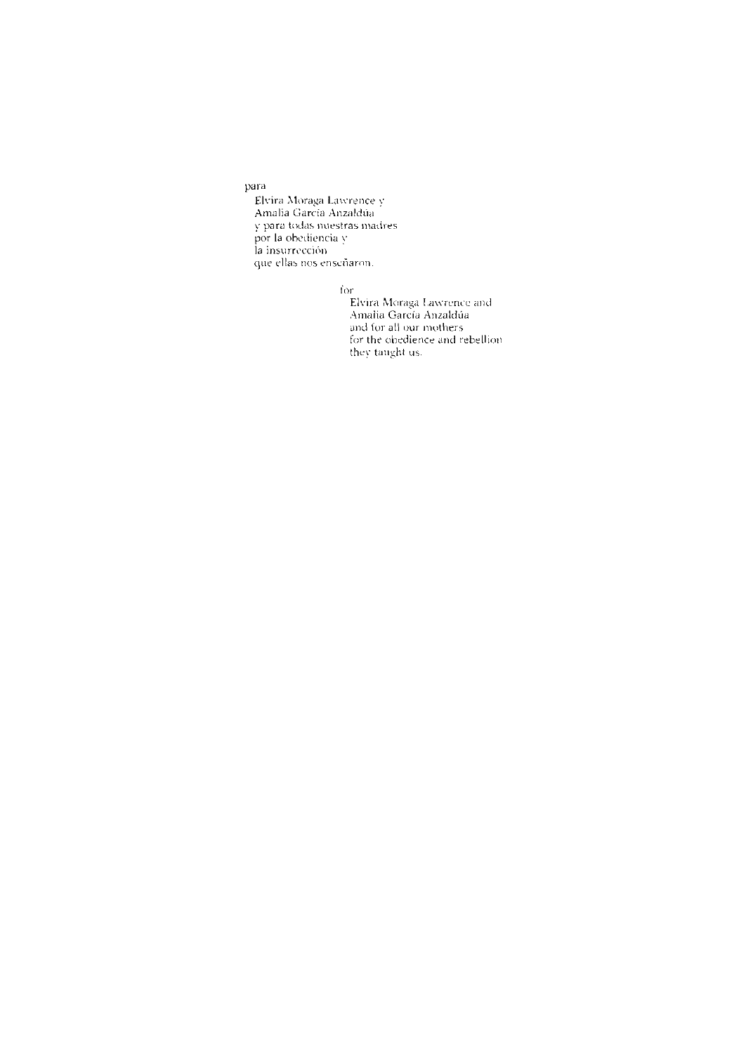para

Elvira Moraga Lawrence y
Amalia García Anzaldúa
y para todas nuestras madres
por la obediencia y
la insurrección
que ellas nos enseñaron.

for

Elvira Moraga Lawrence and
Amalia García Anzaldúa
and for all our mothers
for the obedience and rebellion
they taught us.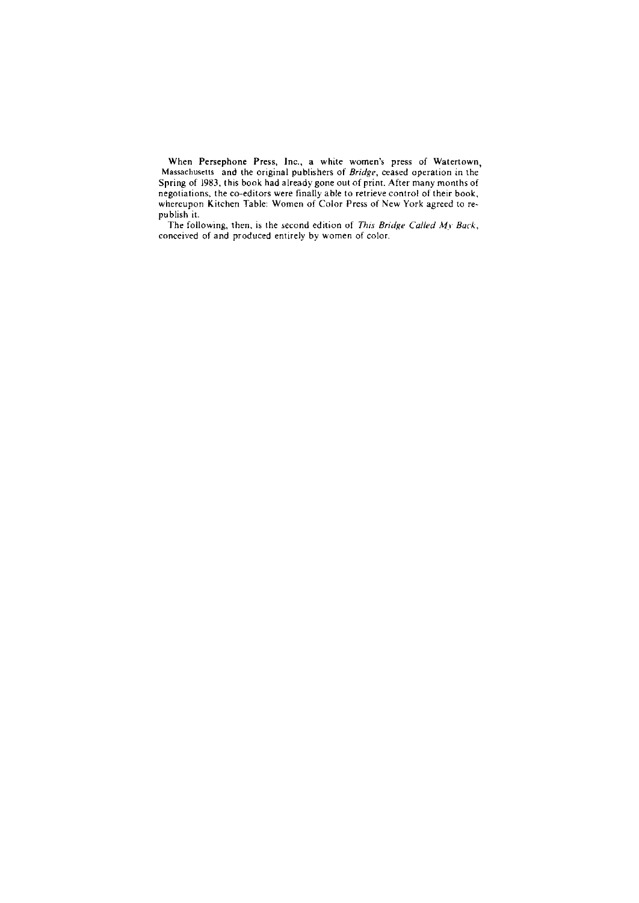When Persephone Press, Inc., a white women's press of Watertown, Massachusetts and the original publishers of *Bridge*, ceased operation in the Spring of 1983, this book had already gone out of print. After many months of negotiations, the co-editors were finally able to retrieve control of their book, whereupon Kitchen Table: Women of Color Press of New York agreed to re-publish it.

The following, then, is the second edition of *This Bridge Called My Back*, conceived of and produced entirely by women of color.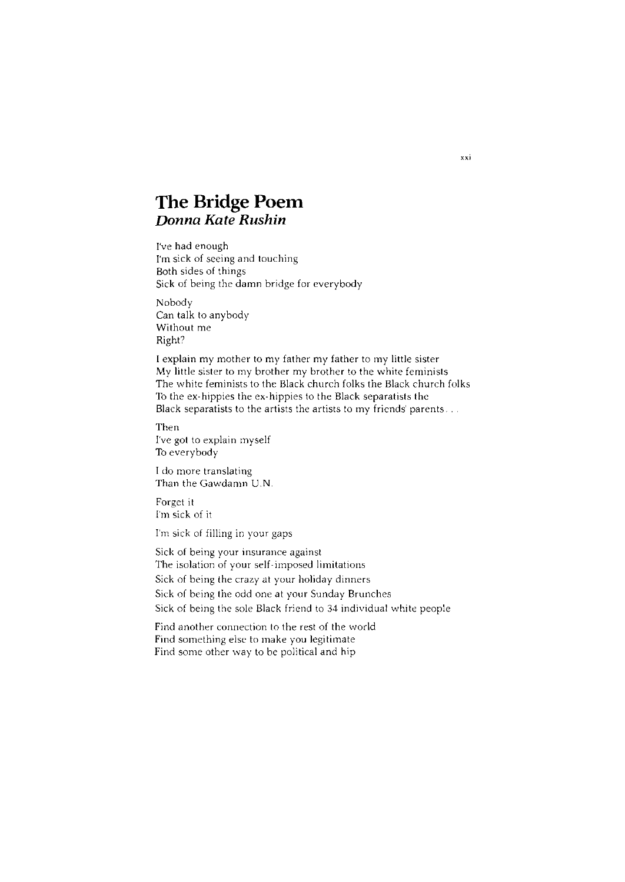# The Bridge Poem

***Donna Kate Rushin***

I've had enough
I'm sick of seeing and touching
Both sides of things
Sick of being the damn bridge for everybody

Nobody
Can talk to anybody
Without me
Right?

I explain my mother to my father my father to my little sister
My little sister to my brother my brother to the white feminists
The white feminists to the Black church folks the Black church folks
To the ex-hippies the ex-hippies to the Black separatists the
Black separatists to the artists the artists to my friends' parents . . .

Then
I've got to explain myself
To everybody

I do more translating
Than the Gawdamn U.N.

Forget it
I'm sick of it

I'm sick of filling in your gaps

Sick of being your insurance against
The isolation of your self-imposed limitations
Sick of being the crazy at your holiday dinners
Sick of being the odd one at your Sunday Brunches
Sick of being the sole Black friend to 34 individual white people

Find another connection to the rest of the world
Find something else to make you legitimate
Find some other way to be political and hip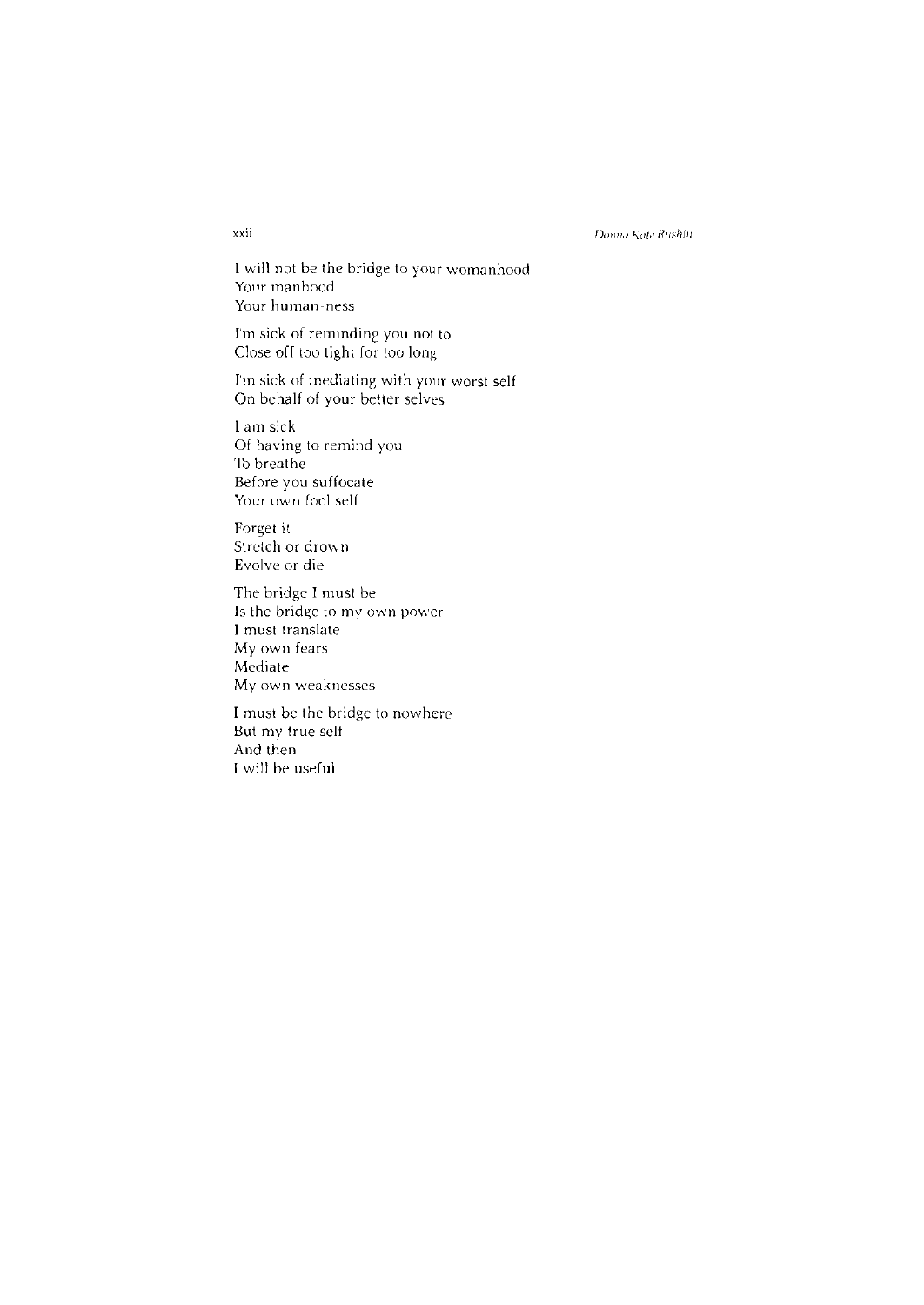I will not be the bridge to your womanhood
Your manhood
Your human-ness

I'm sick of reminding you not to
Close off too tight for too long

I'm sick of mediating with your worst self
On behalf of your better selves

I am sick
Of having to remind you
To breathe
Before you suffocate
Your own fool self

Forget it
Stretch or drown
Evolve or die

The bridge I must be
Is the bridge to my own power
I must translate
My own fears
Mediate
My own weaknesses

I must be the bridge to nowhere
But my true self
And then
I will be useful